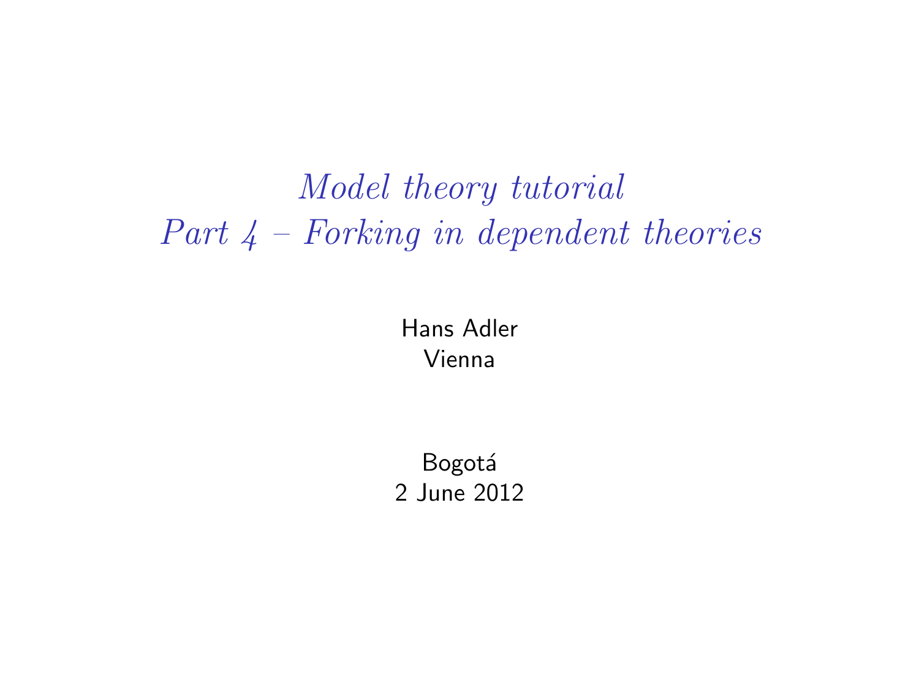# *Model theory tutorial*
# *Part 4 – Forking in dependent theories*

Hans Adler
Vienna

Bogotá
2 June 2012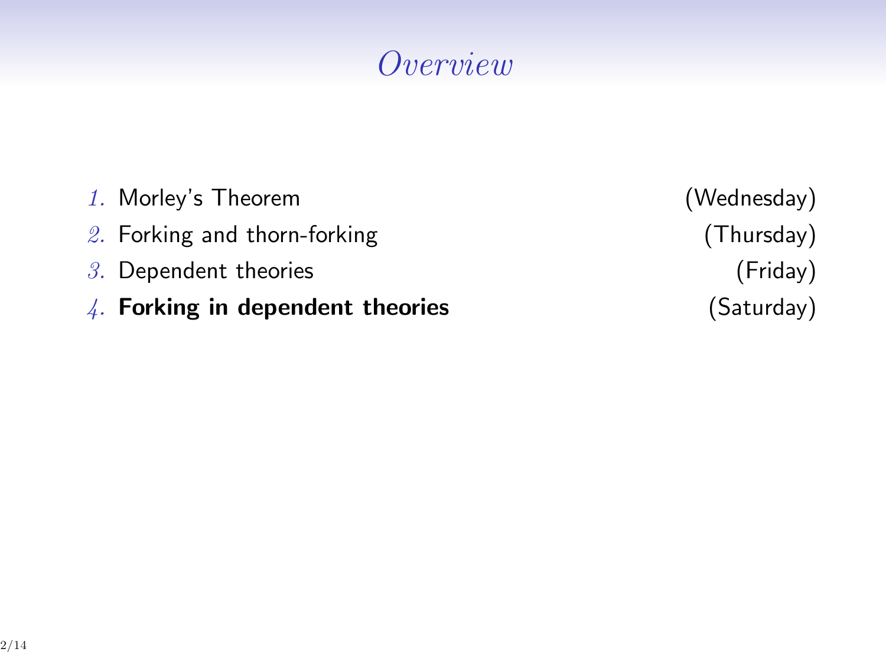# *Overview*

1. Morley's Theorem (Wednesday)
2. Forking and thorn-forking (Thursday)
3. Dependent theories (Friday)
4. **Forking in dependent theories** (Saturday)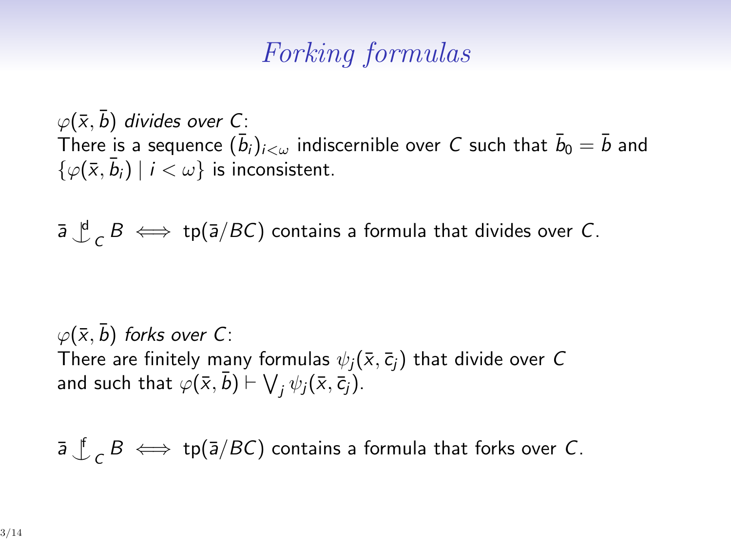# *Forking formulas*

$\varphi(\bar{x}, \bar{b})$ *divides over* $C$:
There is a sequence $(\bar{b}_i)_{i<\omega}$ indiscernible over $C$ such that $\bar{b}_0 = \bar{b}$ and $\{\varphi(\bar{x}, \bar{b}_i) \mid i < \omega\}$ is inconsistent.

$\bar{a} \not\mathop{\smile}\limits^{\mathrm{d}}_{C} B \iff \operatorname{tp}(\bar{a}/BC)$ contains a formula that divides over $C$.

$\varphi(\bar{x}, \bar{b})$ *forks over* $C$:
There are finitely many formulas $\psi_j(\bar{x}, \bar{c}_j)$ that divide over $C$ and such that $\varphi(\bar{x}, \bar{b}) \vdash \bigvee_j \psi_j(\bar{x}, \bar{c}_j)$.

$\bar{a} \not\mathop{\smile}\limits^{\mathrm{f}}_{C} B \iff \operatorname{tp}(\bar{a}/BC)$ contains a formula that forks over $C$.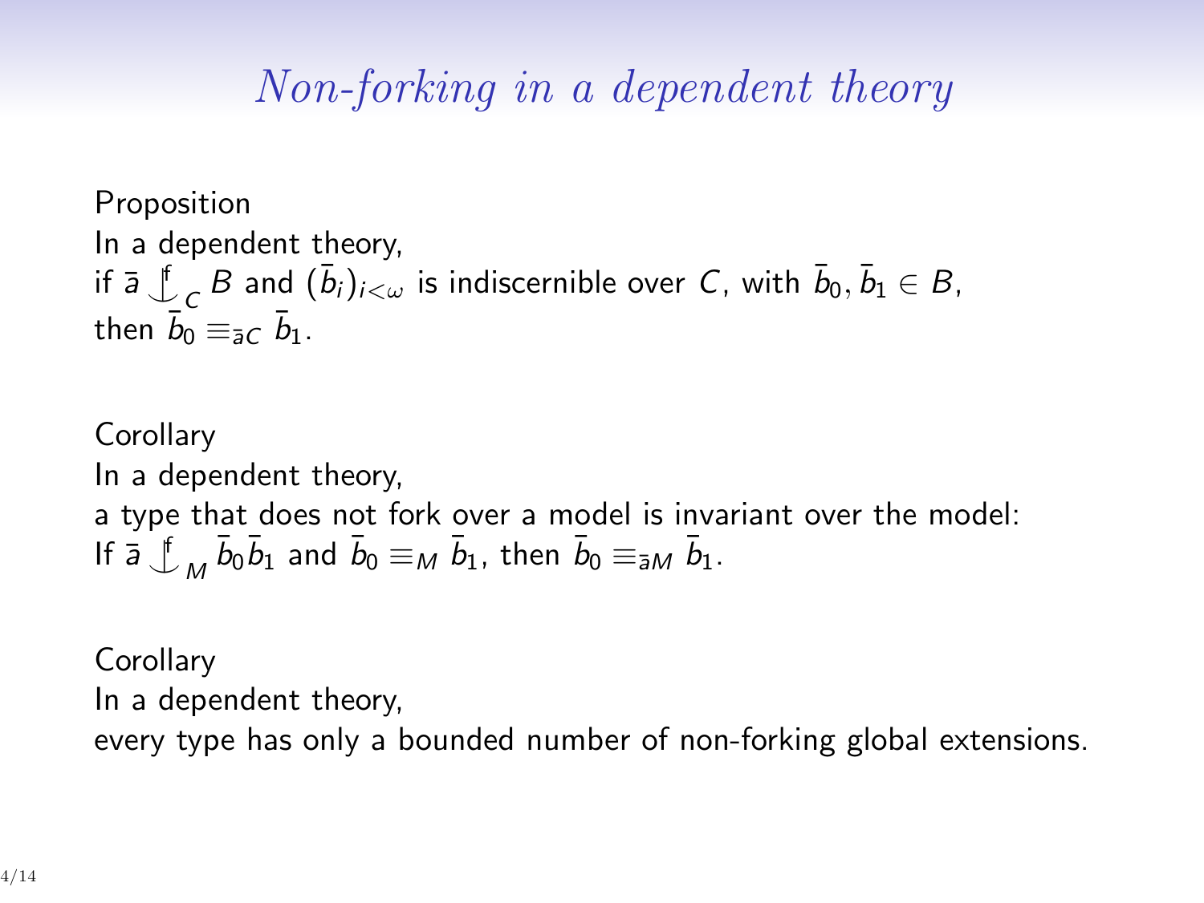## *Non-forking in a dependent theory*

Proposition
In a dependent theory,
if $\bar{a} \mathop{\smile\!\!\!\!\!\!|}^{\mathrm{f}}_{C} B$ and $(\bar{b}_i)_{i<\omega}$ is indiscernible over $C$, with $\bar{b}_0, \bar{b}_1 \in B$,
then $\bar{b}_0 \equiv_{\bar{a}C} \bar{b}_1$.

Corollary
In a dependent theory,
a type that does not fork over a model is invariant over the model:
If $\bar{a} \mathop{\smile\!\!\!\!\!\!|}^{\mathrm{f}}_{M} \bar{b}_0\bar{b}_1$ and $\bar{b}_0 \equiv_M \bar{b}_1$, then $\bar{b}_0 \equiv_{\bar{a}M} \bar{b}_1$.

Corollary
In a dependent theory,
every type has only a bounded number of non-forking global extensions.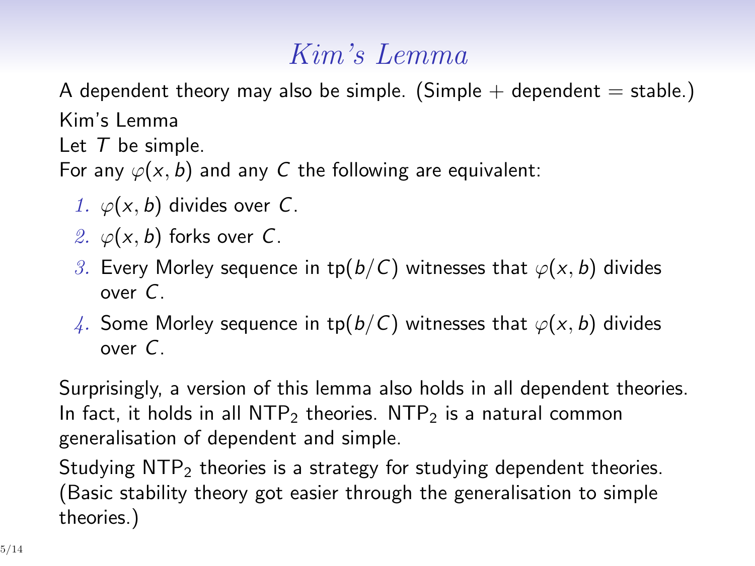# Kim's Lemma

A dependent theory may also be simple. (Simple + dependent = stable.)

Kim's Lemma

Let $T$ be simple.

For any $\varphi(x, b)$ and any $C$ the following are equivalent:

1. $\varphi(x, b)$ divides over $C$.
2. $\varphi(x, b)$ forks over $C$.
3. Every Morley sequence in $\mathrm{tp}(b/C)$ witnesses that $\varphi(x, b)$ divides over $C$.
4. Some Morley sequence in $\mathrm{tp}(b/C)$ witnesses that $\varphi(x, b)$ divides over $C$.

Surprisingly, a version of this lemma also holds in all dependent theories. In fact, it holds in all $\mathrm{NTP}_2$ theories. $\mathrm{NTP}_2$ is a natural common generalisation of dependent and simple.

Studying $\mathrm{NTP}_2$ theories is a strategy for studying dependent theories. (Basic stability theory got easier through the generalisation to simple theories.)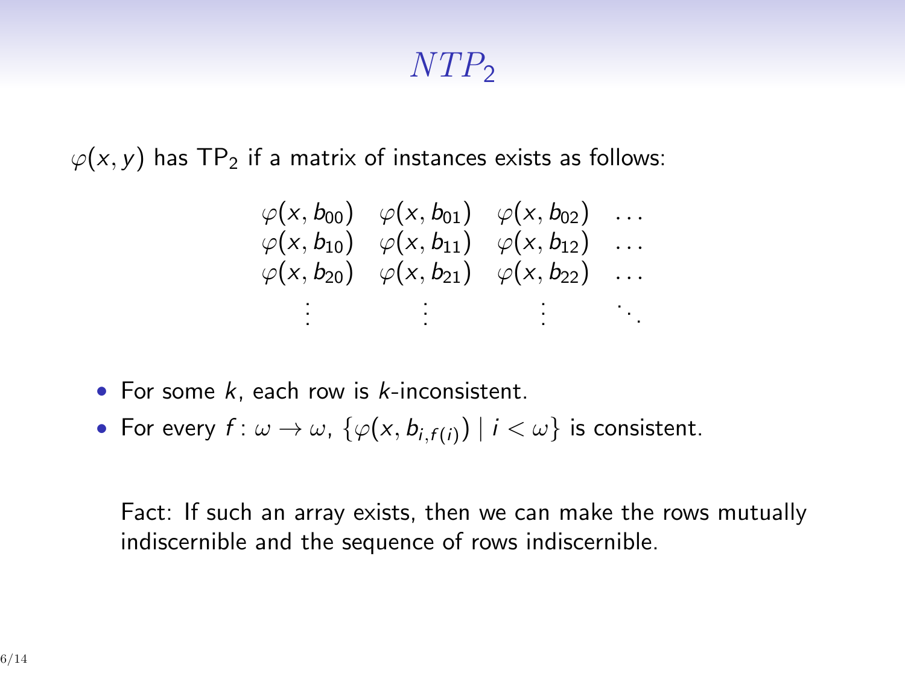# $NTP_2$

$\varphi(x, y)$ has $\mathrm{TP}_2$ if a matrix of instances exists as follows:

$$
\begin{matrix}
\varphi(x, b_{00}) & \varphi(x, b_{01}) & \varphi(x, b_{02}) & \dots \\
\varphi(x, b_{10}) & \varphi(x, b_{11}) & \varphi(x, b_{12}) & \dots \\
\varphi(x, b_{20}) & \varphi(x, b_{21}) & \varphi(x, b_{22}) & \dots \\
\vdots & \vdots & \vdots & \ddots
\end{matrix}
$$

- For some $k$, each row is $k$-inconsistent.
- For every $f \colon \omega \to \omega$, $\{\varphi(x, b_{i,f(i)}) \mid i < \omega\}$ is consistent.

Fact: If such an array exists, then we can make the rows mutually indiscernible and the sequence of rows indiscernible.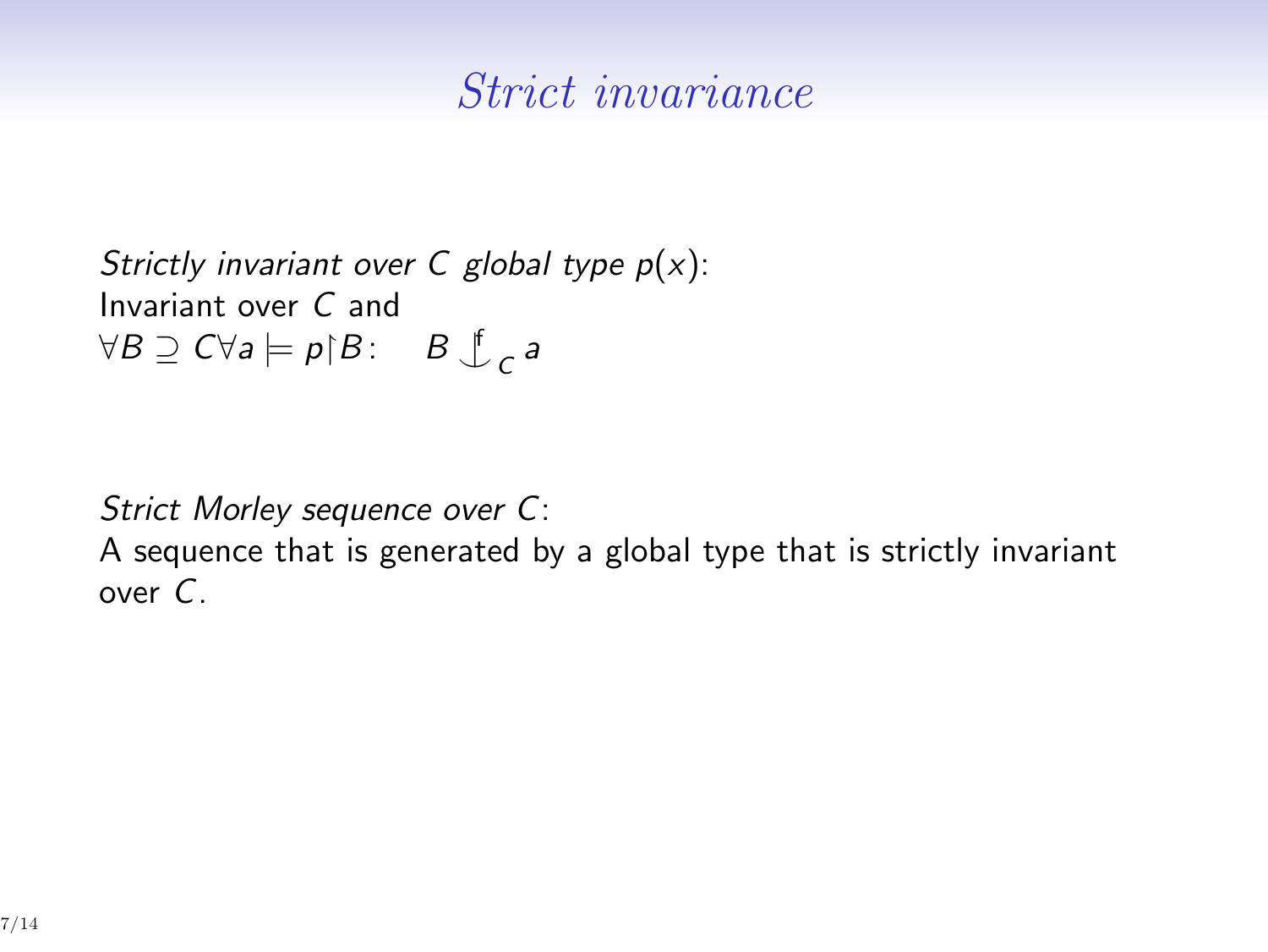# Strict invariance

*Strictly invariant over $C$ global type $p(x)$*:
Invariant over $C$ and
$\forall B \supseteq C \forall a \models p{\restriction}B: \quad B \mathop{\smile\!\!\!\!\!\!|}^{\mathrm{f}}_{C} a$

*Strict Morley sequence over $C$*:
A sequence that is generated by a global type that is strictly invariant over $C$.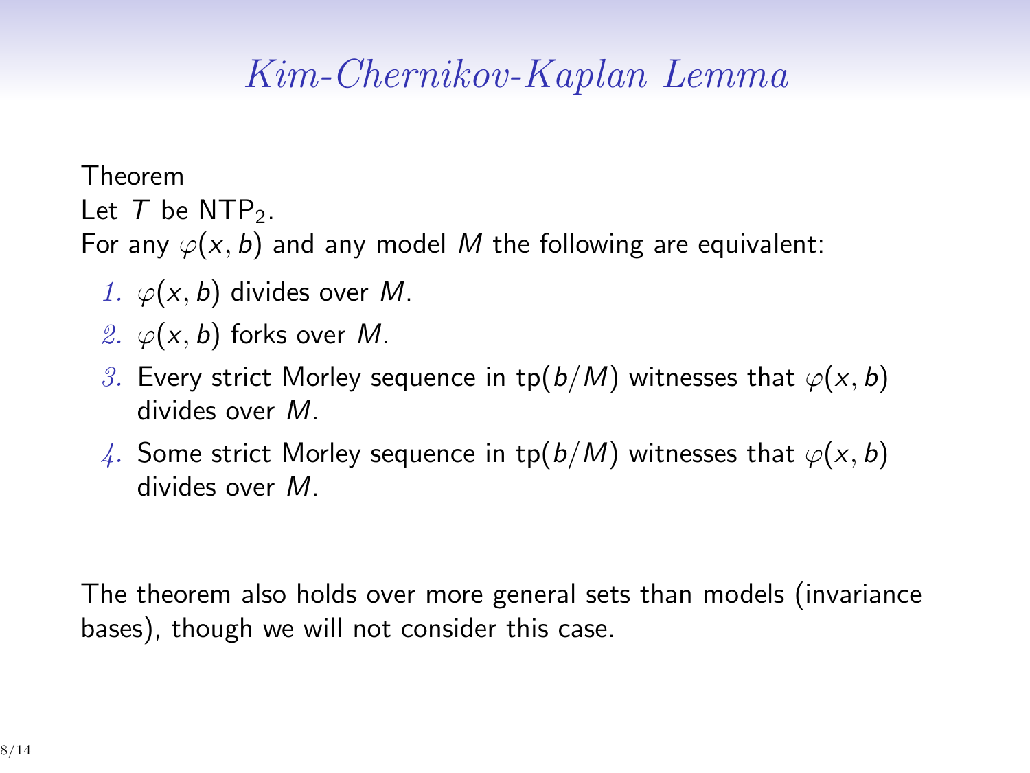# *Kim-Chernikov-Kaplan Lemma*

Theorem

Let $T$ be $\mathrm{NTP}_2$.

For any $\varphi(x, b)$ and any model $M$ the following are equivalent:

1. $\varphi(x, b)$ divides over $M$.
2. $\varphi(x, b)$ forks over $M$.
3. Every strict Morley sequence in $\mathrm{tp}(b/M)$ witnesses that $\varphi(x, b)$ divides over $M$.
4. Some strict Morley sequence in $\mathrm{tp}(b/M)$ witnesses that $\varphi(x, b)$ divides over $M$.

The theorem also holds over more general sets than models (invariance bases), though we will not consider this case.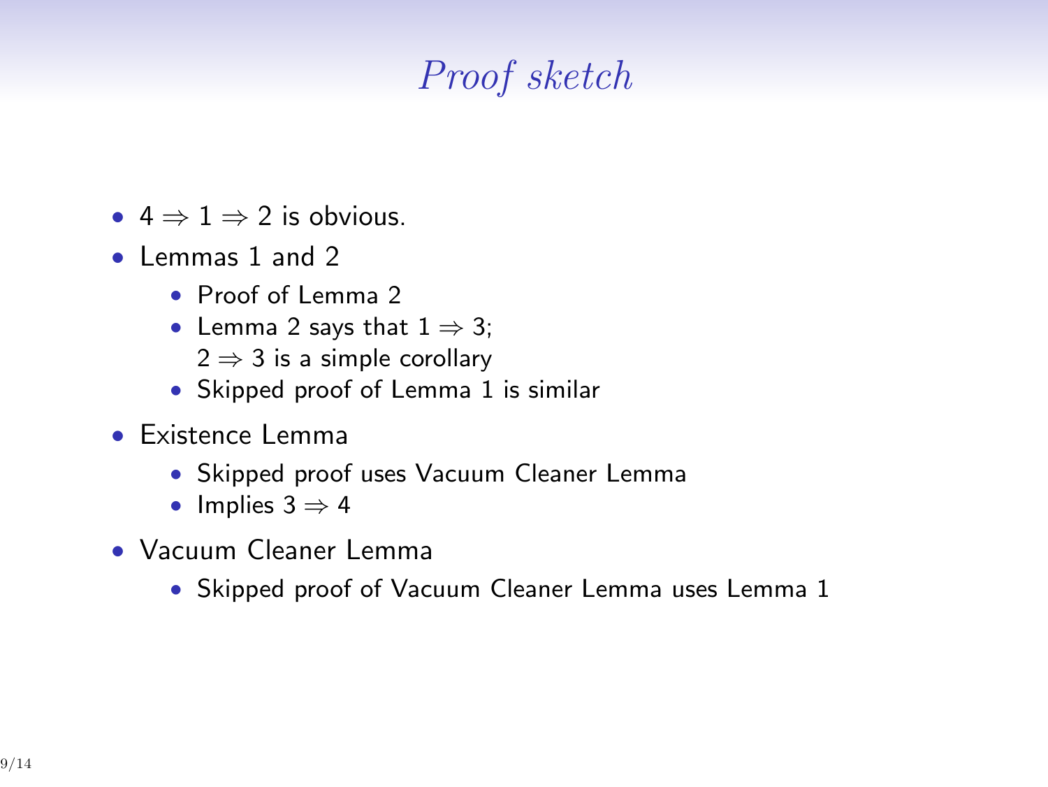# *Proof sketch*

- $4 \Rightarrow 1 \Rightarrow 2$ is obvious.
- Lemmas 1 and 2
  - Proof of Lemma 2
  - Lemma 2 says that $1 \Rightarrow 3$;
    $2 \Rightarrow 3$ is a simple corollary
  - Skipped proof of Lemma 1 is similar
- Existence Lemma
  - Skipped proof uses Vacuum Cleaner Lemma
  - Implies $3 \Rightarrow 4$
- Vacuum Cleaner Lemma
  - Skipped proof of Vacuum Cleaner Lemma uses Lemma 1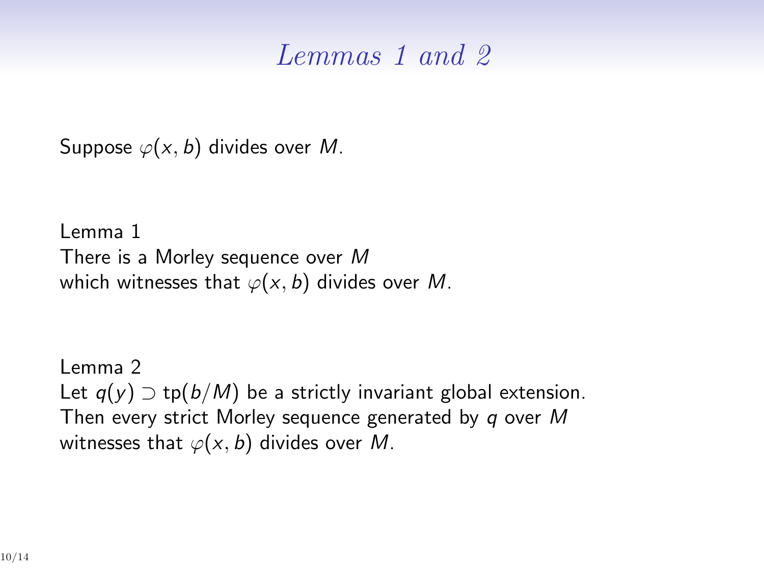# *Lemmas 1 and 2*

Suppose $\varphi(x, b)$ divides over $M$.

Lemma 1
There is a Morley sequence over $M$
which witnesses that $\varphi(x, b)$ divides over $M$.

Lemma 2
Let $q(y) \supset \text{tp}(b/M)$ be a strictly invariant global extension.
Then every strict Morley sequence generated by $q$ over $M$
witnesses that $\varphi(x, b)$ divides over $M$.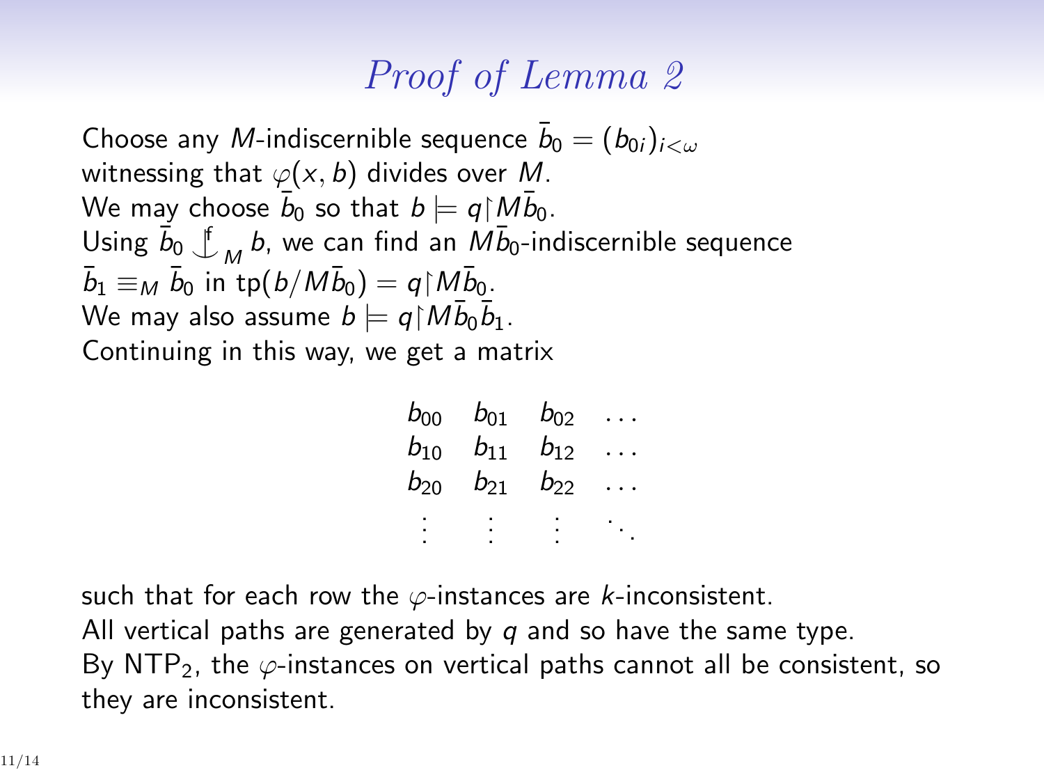# *Proof of Lemma 2*

Choose any $M$-indiscernible sequence $\bar{b}_0 = (b_{0i})_{i<\omega}$ witnessing that $\varphi(x, b)$ divides over $M$.
We may choose $\bar{b}_0$ so that $b \models q{\restriction}M\bar{b}_0$.
Using $\bar{b}_0 \mathop{\smile\!\!\!\!\!\!\,|}^{\mathrm{f}}_M b$, we can find an $M\bar{b}_0$-indiscernible sequence $\bar{b}_1 \equiv_M \bar{b}_0$ in $\mathrm{tp}(b/M\bar{b}_0) = q{\restriction}M\bar{b}_0$.
We may also assume $b \models q{\restriction}M\bar{b}_0\bar{b}_1$.
Continuing in this way, we get a matrix

$$
\begin{array}{cccc}
b_{00} & b_{01} & b_{02} & \dots \\
b_{10} & b_{11} & b_{12} & \dots \\
b_{20} & b_{21} & b_{22} & \dots \\
\vdots & \vdots & \vdots & \ddots
\end{array}
$$

such that for each row the $\varphi$-instances are $k$-inconsistent.
All vertical paths are generated by $q$ and so have the same type.
By $\mathrm{NTP}_2$, the $\varphi$-instances on vertical paths cannot all be consistent, so they are inconsistent.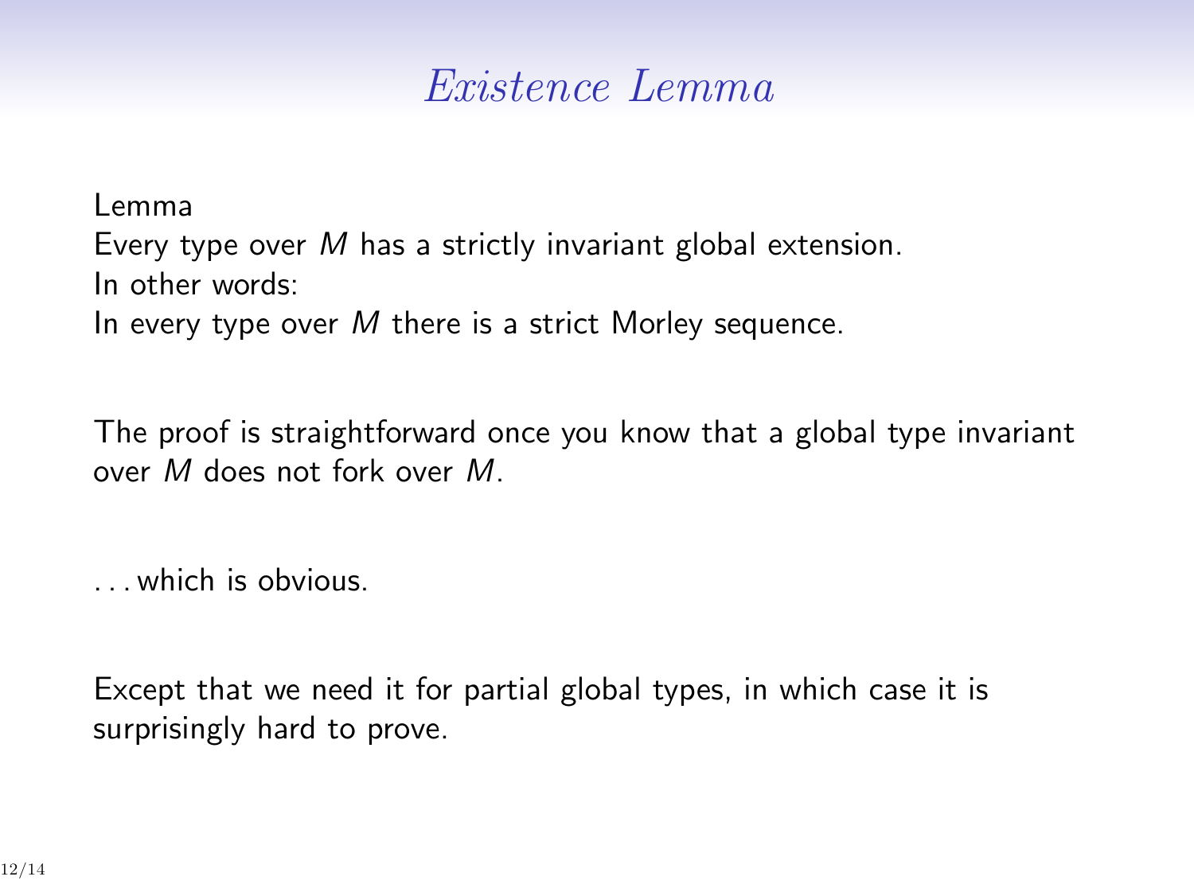# *Existence Lemma*

Lemma

Every type over $M$ has a strictly invariant global extension.

In other words:

In every type over $M$ there is a strict Morley sequence.

The proof is straightforward once you know that a global type invariant over $M$ does not fork over $M$.

. . . which is obvious.

Except that we need it for partial global types, in which case it is surprisingly hard to prove.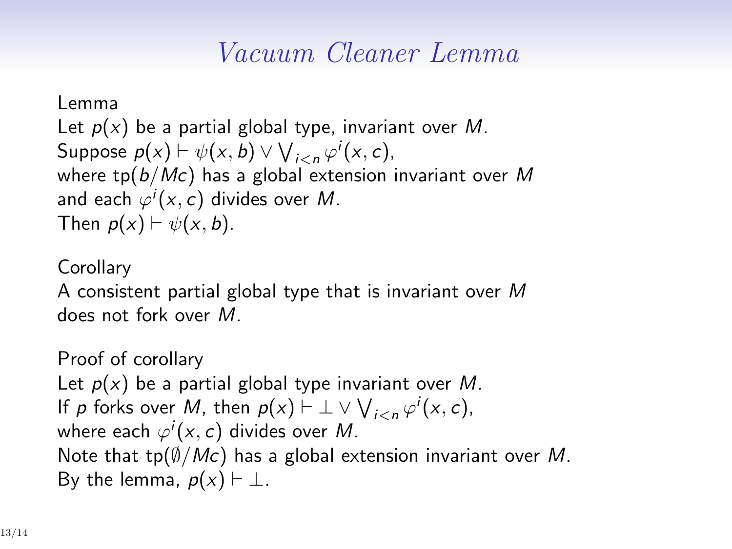# Vacuum Cleaner Lemma

**Lemma**

Let $p(x)$ be a partial global type, invariant over $M$.
Suppose $p(x) \vdash \psi(x, b) \vee \bigvee_{i<n} \varphi^i(x, c)$,
where $\text{tp}(b/Mc)$ has a global extension invariant over $M$
and each $\varphi^i(x, c)$ divides over $M$.
Then $p(x) \vdash \psi(x, b)$.

**Corollary**

A consistent partial global type that is invariant over $M$ does not fork over $M$.

**Proof of corollary**

Let $p(x)$ be a partial global type invariant over $M$.
If $p$ forks over $M$, then $p(x) \vdash \bot \vee \bigvee_{i<n} \varphi^i(x, c)$,
where each $\varphi^i(x, c)$ divides over $M$.
Note that $\text{tp}(\emptyset/Mc)$ has a global extension invariant over $M$.
By the lemma, $p(x) \vdash \bot$.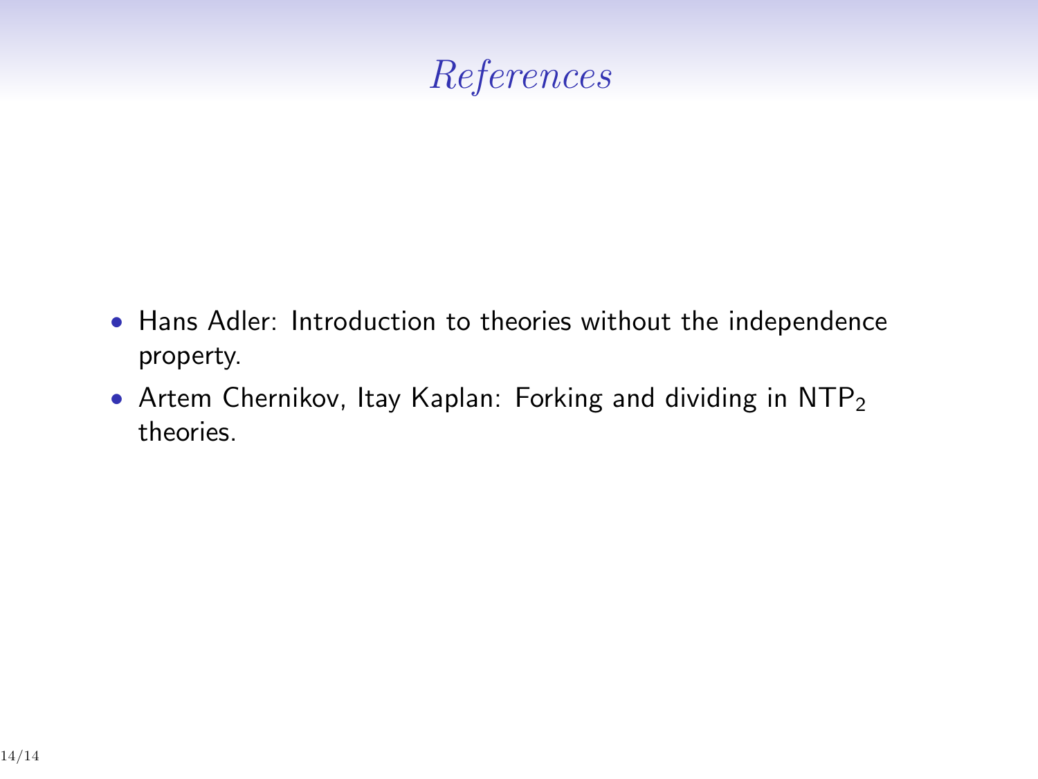# References

- Hans Adler: Introduction to theories without the independence property.
- Artem Chernikov, Itay Kaplan: Forking and dividing in $\mathrm{NTP}_2$ theories.